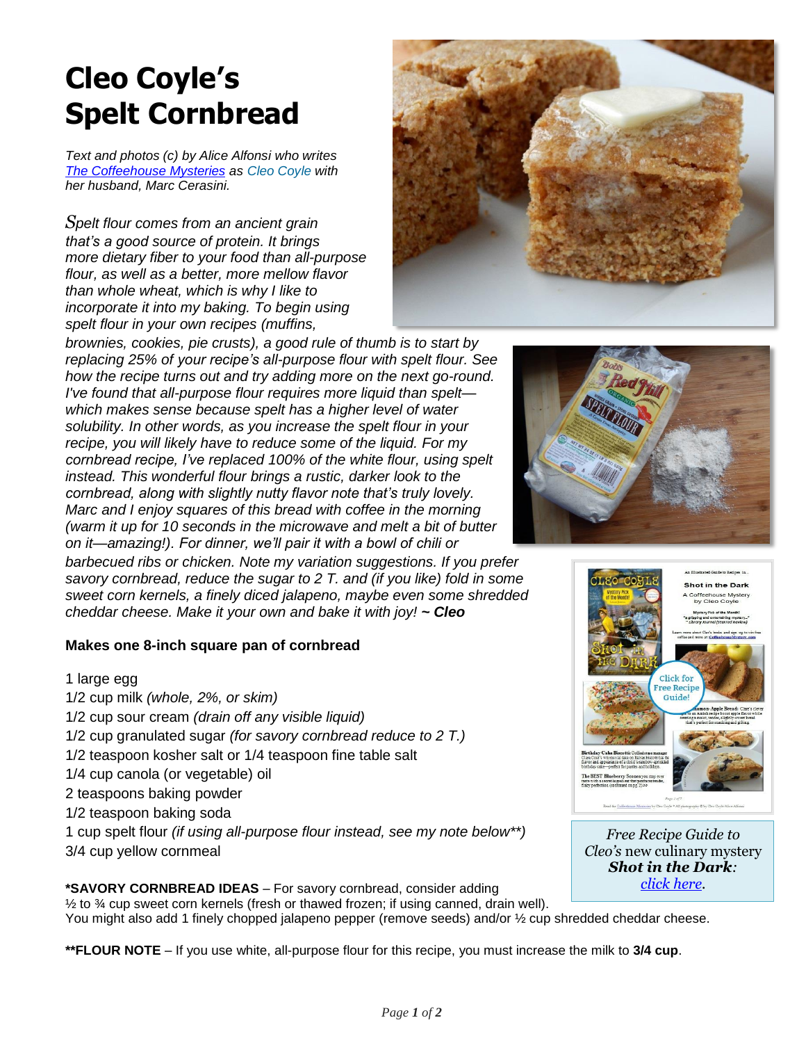# Cleo Coyle's Spelt Cornbread

*Text and photos (c) by Alice Alfonsi who writes [The Coffeehouse Mysteries]() as Cleo Coyle with her husband, Marc Cerasini.*

*Spelt flour comes from an ancient grain that's a good source of protein. It brings more dietary fiber to your food than all-purpose flour, as well as a better, more mellow flavor than whole wheat, which is why I like to incorporate it into my baking. To begin using spelt flour in your own recipes (muffins, brownies, cookies, pie crusts), a good rule of thumb is to start by replacing 25% of your recipe's all-purpose flour with spelt flour. See how the recipe turns out and try adding more on the next go-round. I've found that all-purpose flour requires more liquid than spelt—which makes sense because spelt has a higher level of water solubility. In other words, as you increase the spelt flour in your recipe, you will likely have to reduce some of the liquid. For my cornbread recipe, I've replaced 100% of the white flour, using spelt instead. This wonderful flour brings a rustic, darker look to the cornbread, along with slightly nutty flavor note that's truly lovely. Marc and I enjoy squares of this bread with coffee in the morning (warm it up for 10 seconds in the microwave and melt a bit of butter on it—amazing!). For dinner, we'll pair it with a bowl of chili or barbecued ribs or chicken. Note my variation suggestions. If you prefer savory cornbread, reduce the sugar to 2 T. and (if you like) fold in some sweet corn kernels, a finely diced jalapeno, maybe even some shredded cheddar cheese. Make it your own and bake it with joy! ~ **Cleo***

Free Recipe Guide to *Cleo's* new culinary mystery ***Shot in the Dark:*** *[click here]().*

**Makes one 8-inch square pan of cornbread**

1 large egg
1/2 cup milk *(whole, 2%, or skim)*
1/2 cup sour cream *(drain off any visible liquid)*
1/2 cup granulated sugar *(for savory cornbread reduce to 2 T.)*
1/2 teaspoon kosher salt or 1/4 teaspoon fine table salt
1/4 cup canola (or vegetable) oil
2 teaspoons baking powder
1/2 teaspoon baking soda
1 cup spelt flour *(if using all-purpose flour instead, see my note below**)*
3/4 cup yellow cornmeal

***SAVORY CORNBREAD IDEAS** – For savory cornbread, consider adding ½ to ¾ cup sweet corn kernels (fresh or thawed frozen; if using canned, drain well). You might also add 1 finely chopped jalapeno pepper (remove seeds) and/or ½ cup shredded cheddar cheese.

****FLOUR NOTE** – If you use white, all-purpose flour for this recipe, you must increase the milk to **3/4 cup**.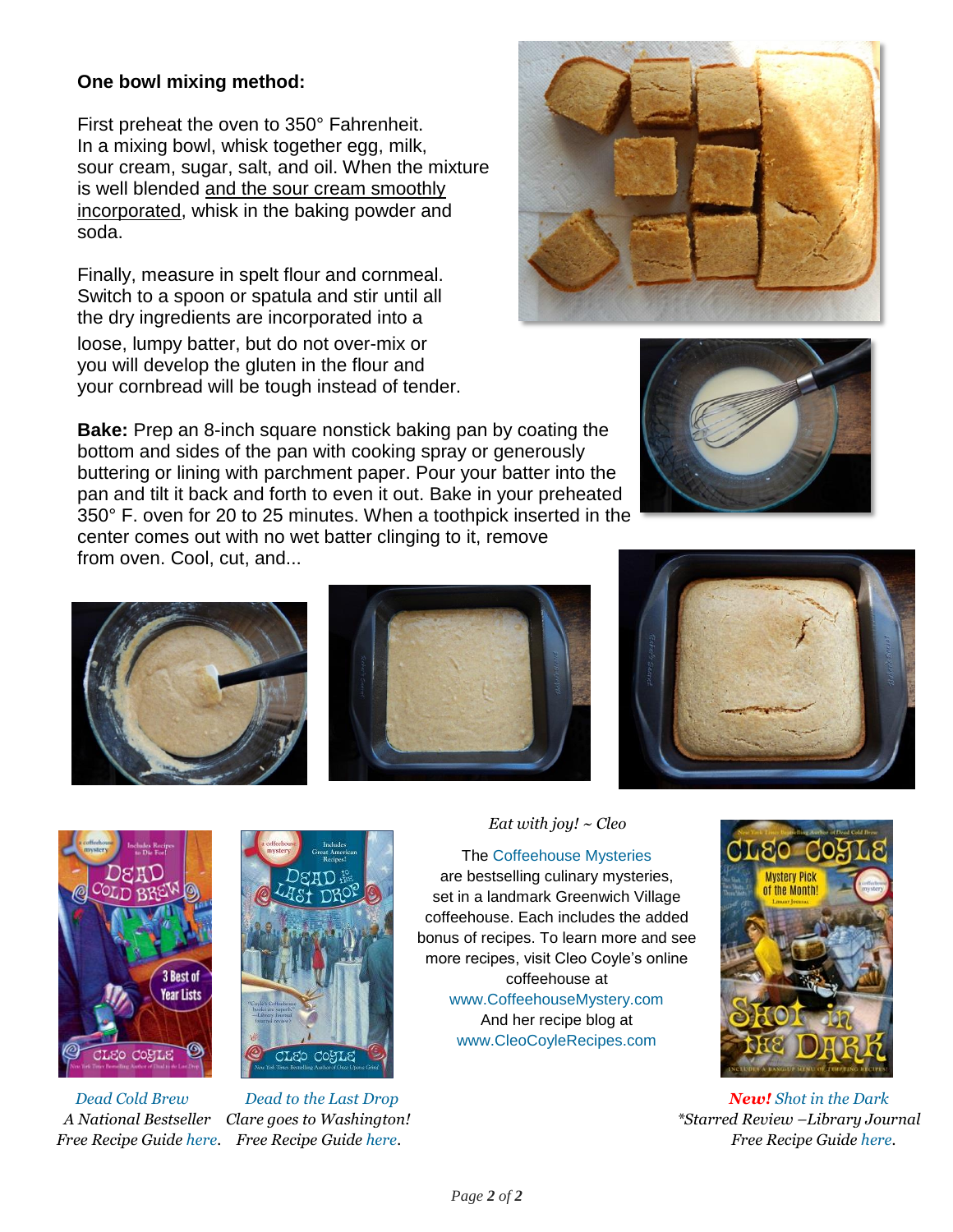**One bowl mixing method:**

First preheat the oven to 350° Fahrenheit. In a mixing bowl, whisk together egg, milk, sour cream, sugar, salt, and oil. When the mixture is well blended and the sour cream smoothly incorporated, whisk in the baking powder and soda.

Finally, measure in spelt flour and cornmeal. Switch to a spoon or spatula and stir until all the dry ingredients are incorporated into a loose, lumpy batter, but do not over-mix or you will develop the gluten in the flour and your cornbread will be tough instead of tender.

**Bake:** Prep an 8-inch square nonstick baking pan by coating the bottom and sides of the pan with cooking spray or generously buttering or lining with parchment paper. Pour your batter into the pan and tilt it back and forth to even it out. Bake in your preheated 350° F. oven for 20 to 25 minutes. When a toothpick inserted in the center comes out with no wet batter clinging to it, remove from oven. Cool, cut, and...

*Eat with joy! ~ Cleo*

The Coffeehouse Mysteries are bestselling culinary mysteries, set in a landmark Greenwich Village coffeehouse. Each includes the added bonus of recipes. To learn more and see more recipes, visit Cleo Coyle's online coffeehouse at www.CoffeehouseMystery.com And her recipe blog at www.CleoCoyleRecipes.com

*Dead Cold Brew*
*A National Bestseller*
*Free Recipe Guide here.*

*Dead to the Last Drop*
*Clare goes to Washington!*
*Free Recipe Guide here.*

***New!** Shot in the Dark*
*\*Starred Review –Library Journal*
*Free Recipe Guide here.*